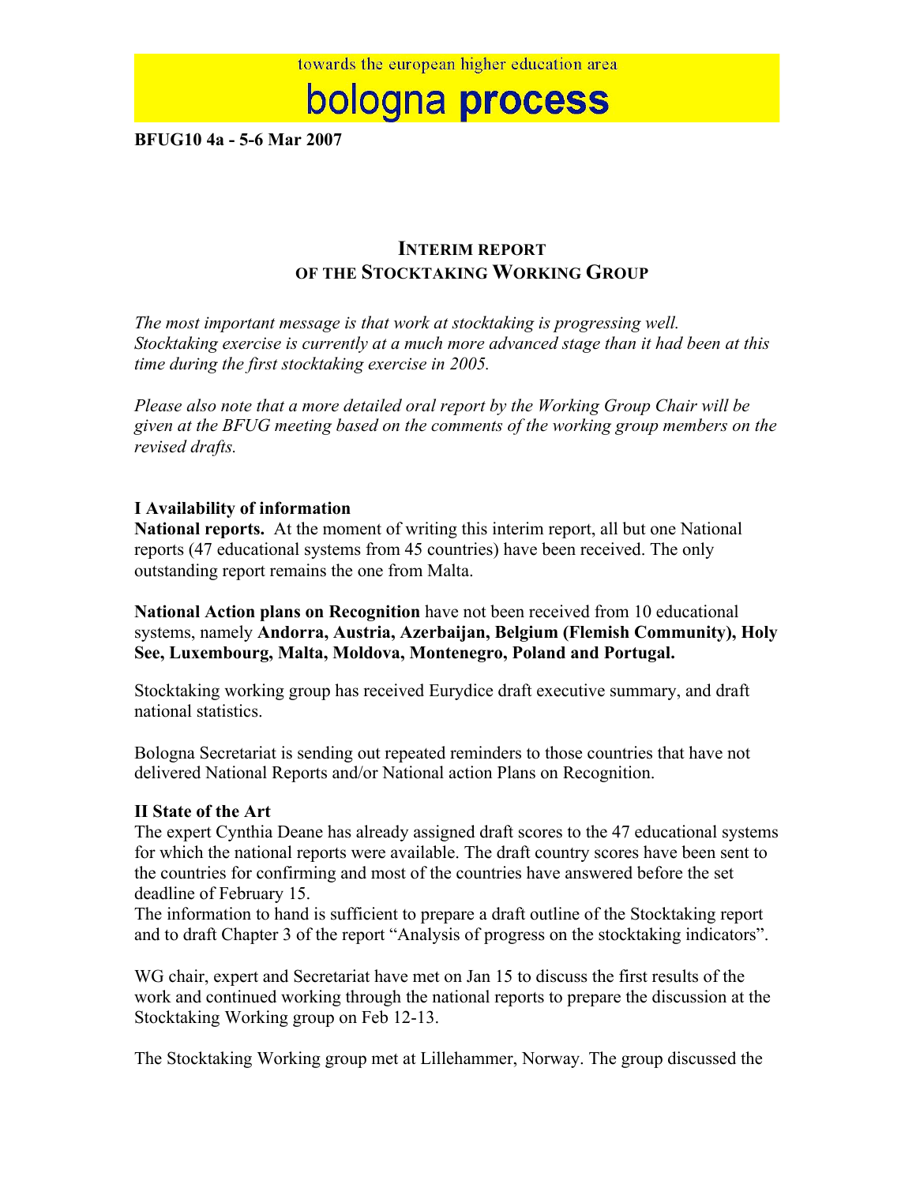towards the european higher education area

# bologna process

**BFUG10 4a - 5-6 Mar 2007**

## INTERIM REPORT OF THE STOCKTAKING WORKING GROUP

*The most important message is that work at stocktaking is progressing well. Stocktaking exercise is currently at a much more advanced stage than it had been at this time during the first stocktaking exercise in 2005.*

*Please also note that a more detailed oral report by the Working Group Chair will be given at the BFUG meeting based on the comments of the working group members on the revised drafts.*

### I Availability of information

**National reports.** At the moment of writing this interim report, all but one National reports (47 educational systems from 45 countries) have been received. The only outstanding report remains the one from Malta.

**National Action plans on Recognition** have not been received from 10 educational systems, namely **Andorra, Austria, Azerbaijan, Belgium (Flemish Community), Holy See, Luxembourg, Malta, Moldova, Montenegro, Poland and Portugal.**

Stocktaking working group has received Eurydice draft executive summary, and draft national statistics.

Bologna Secretariat is sending out repeated reminders to those countries that have not delivered National Reports and/or National action Plans on Recognition.

### II State of the Art

The expert Cynthia Deane has already assigned draft scores to the 47 educational systems for which the national reports were available. The draft country scores have been sent to the countries for confirming and most of the countries have answered before the set deadline of February 15.

The information to hand is sufficient to prepare a draft outline of the Stocktaking report and to draft Chapter 3 of the report "Analysis of progress on the stocktaking indicators".

WG chair, expert and Secretariat have met on Jan 15 to discuss the first results of the work and continued working through the national reports to prepare the discussion at the Stocktaking Working group on Feb 12-13.

The Stocktaking Working group met at Lillehammer, Norway. The group discussed the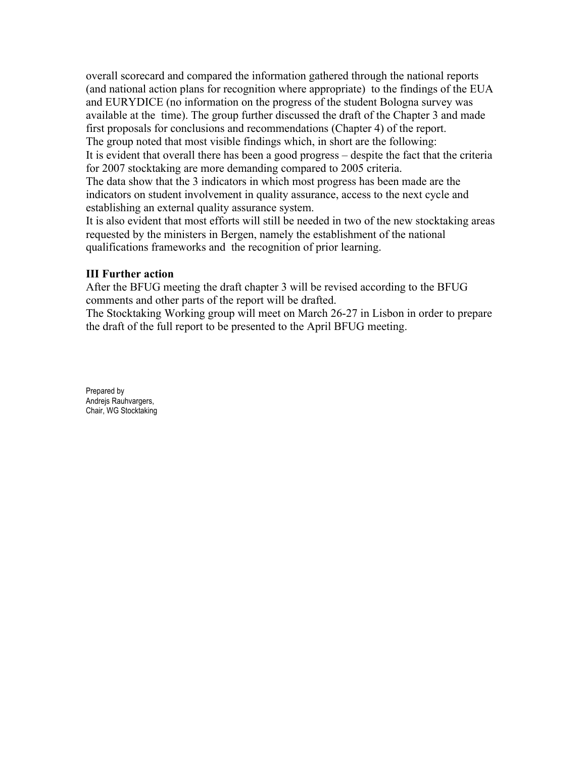overall scorecard and compared the information gathered through the national reports (and national action plans for recognition where appropriate) to the findings of the EUA and EURYDICE (no information on the progress of the student Bologna survey was available at the time). The group further discussed the draft of the Chapter 3 and made first proposals for conclusions and recommendations (Chapter 4) of the report.

The group noted that most visible findings which, in short are the following:

It is evident that overall there has been a good progress – despite the fact that the criteria for 2007 stocktaking are more demanding compared to 2005 criteria.

The data show that the 3 indicators in which most progress has been made are the indicators on student involvement in quality assurance, access to the next cycle and establishing an external quality assurance system.

It is also evident that most efforts will still be needed in two of the new stocktaking areas requested by the ministers in Bergen, namely the establishment of the national qualifications frameworks and the recognition of prior learning.

**III Further action**

After the BFUG meeting the draft chapter 3 will be revised according to the BFUG comments and other parts of the report will be drafted.

The Stocktaking Working group will meet on March 26-27 in Lisbon in order to prepare the draft of the full report to be presented to the April BFUG meeting.

Prepared by
Andrejs Rauhvargers,
Chair, WG Stocktaking